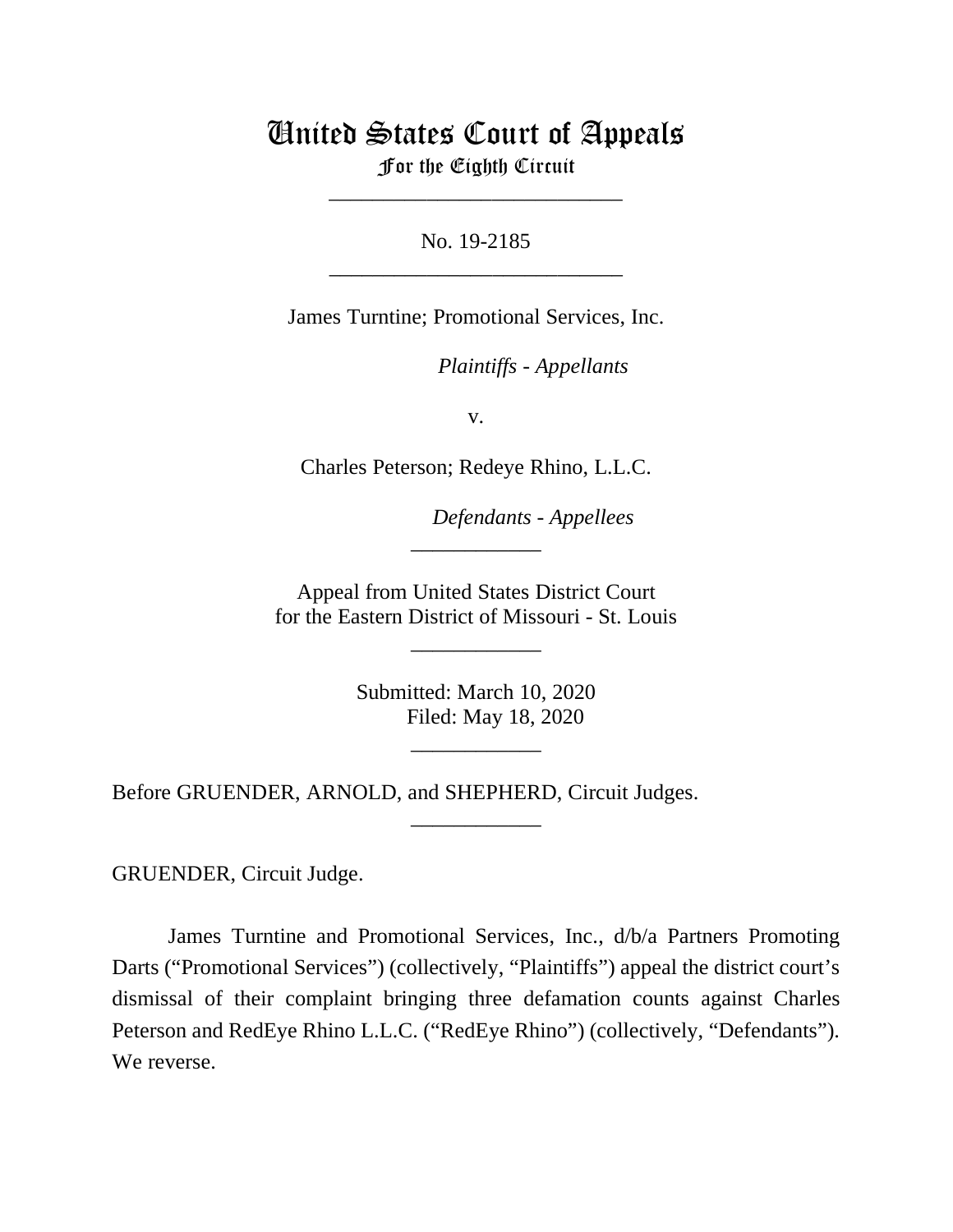# United States Court of Appeals
For the Eighth Circuit

---

No. 19-2185

---

James Turntine; Promotional Services, Inc.

*Plaintiffs - Appellants*

v.

Charles Peterson; Redeye Rhino, L.L.C.

*Defendants - Appellees*

---

Appeal from United States District Court
for the Eastern District of Missouri - St. Louis

---

Submitted: March 10, 2020
Filed: May 18, 2020

---

Before GRUENDER, ARNOLD, and SHEPHERD, Circuit Judges.

---

GRUENDER, Circuit Judge.

James Turntine and Promotional Services, Inc., d/b/a Partners Promoting Darts ("Promotional Services") (collectively, "Plaintiffs") appeal the district court's dismissal of their complaint bringing three defamation counts against Charles Peterson and RedEye Rhino L.L.C. ("RedEye Rhino") (collectively, "Defendants"). We reverse.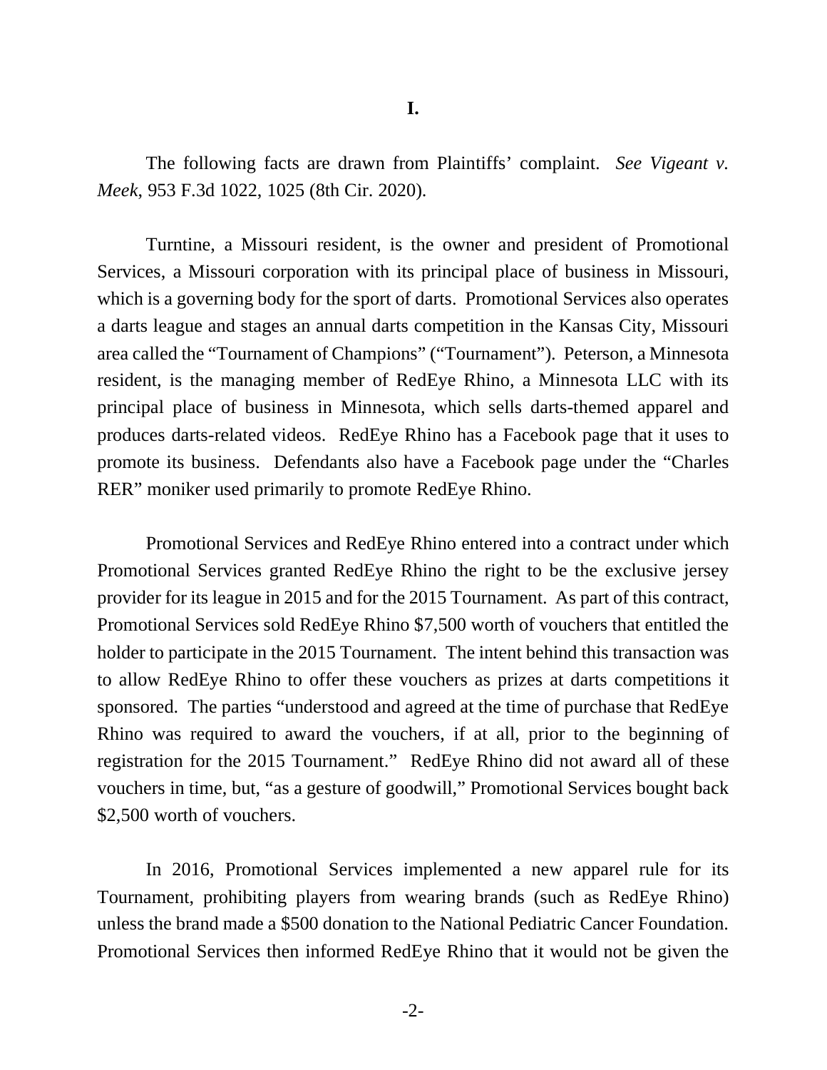# I.

The following facts are drawn from Plaintiffs' complaint. *See Vigeant v. Meek*, 953 F.3d 1022, 1025 (8th Cir. 2020).

Turntine, a Missouri resident, is the owner and president of Promotional Services, a Missouri corporation with its principal place of business in Missouri, which is a governing body for the sport of darts. Promotional Services also operates a darts league and stages an annual darts competition in the Kansas City, Missouri area called the "Tournament of Champions" ("Tournament"). Peterson, a Minnesota resident, is the managing member of RedEye Rhino, a Minnesota LLC with its principal place of business in Minnesota, which sells darts-themed apparel and produces darts-related videos. RedEye Rhino has a Facebook page that it uses to promote its business. Defendants also have a Facebook page under the "Charles RER" moniker used primarily to promote RedEye Rhino.

Promotional Services and RedEye Rhino entered into a contract under which Promotional Services granted RedEye Rhino the right to be the exclusive jersey provider for its league in 2015 and for the 2015 Tournament. As part of this contract, Promotional Services sold RedEye Rhino $7,500 worth of vouchers that entitled the holder to participate in the 2015 Tournament. The intent behind this transaction was to allow RedEye Rhino to offer these vouchers as prizes at darts competitions it sponsored. The parties "understood and agreed at the time of purchase that RedEye Rhino was required to award the vouchers, if at all, prior to the beginning of registration for the 2015 Tournament." RedEye Rhino did not award all of these vouchers in time, but, "as a gesture of goodwill," Promotional Services bought back $2,500 worth of vouchers.

In 2016, Promotional Services implemented a new apparel rule for its Tournament, prohibiting players from wearing brands (such as RedEye Rhino) unless the brand made a $500 donation to the National Pediatric Cancer Foundation. Promotional Services then informed RedEye Rhino that it would not be given the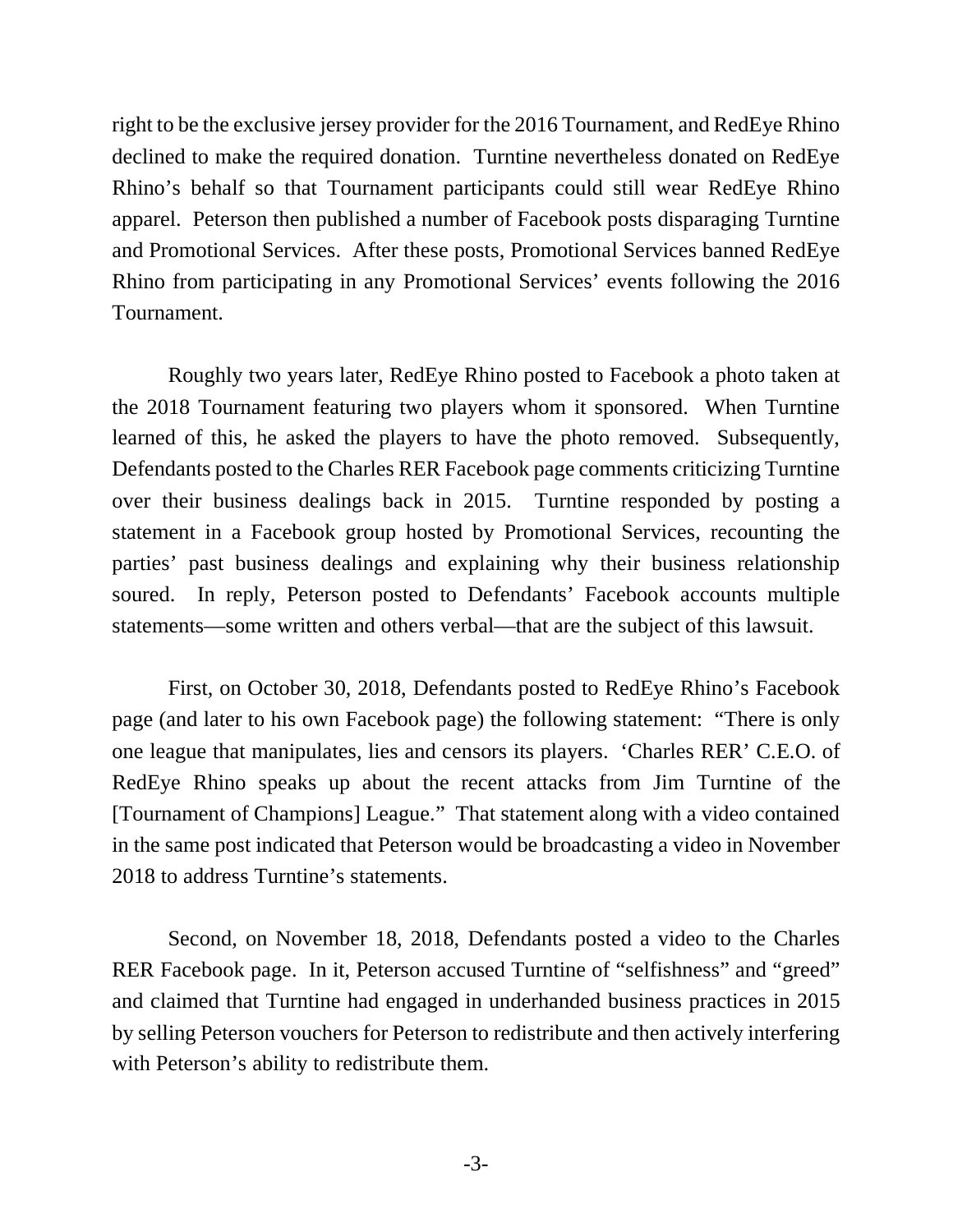right to be the exclusive jersey provider for the 2016 Tournament, and RedEye Rhino declined to make the required donation. Turntine nevertheless donated on RedEye Rhino's behalf so that Tournament participants could still wear RedEye Rhino apparel. Peterson then published a number of Facebook posts disparaging Turntine and Promotional Services. After these posts, Promotional Services banned RedEye Rhino from participating in any Promotional Services' events following the 2016 Tournament.

Roughly two years later, RedEye Rhino posted to Facebook a photo taken at the 2018 Tournament featuring two players whom it sponsored. When Turntine learned of this, he asked the players to have the photo removed. Subsequently, Defendants posted to the Charles RER Facebook page comments criticizing Turntine over their business dealings back in 2015. Turntine responded by posting a statement in a Facebook group hosted by Promotional Services, recounting the parties' past business dealings and explaining why their business relationship soured. In reply, Peterson posted to Defendants' Facebook accounts multiple statements—some written and others verbal—that are the subject of this lawsuit.

First, on October 30, 2018, Defendants posted to RedEye Rhino's Facebook page (and later to his own Facebook page) the following statement: "There is only one league that manipulates, lies and censors its players. 'Charles RER' C.E.O. of RedEye Rhino speaks up about the recent attacks from Jim Turntine of the [Tournament of Champions] League." That statement along with a video contained in the same post indicated that Peterson would be broadcasting a video in November 2018 to address Turntine's statements.

Second, on November 18, 2018, Defendants posted a video to the Charles RER Facebook page. In it, Peterson accused Turntine of "selfishness" and "greed" and claimed that Turntine had engaged in underhanded business practices in 2015 by selling Peterson vouchers for Peterson to redistribute and then actively interfering with Peterson's ability to redistribute them.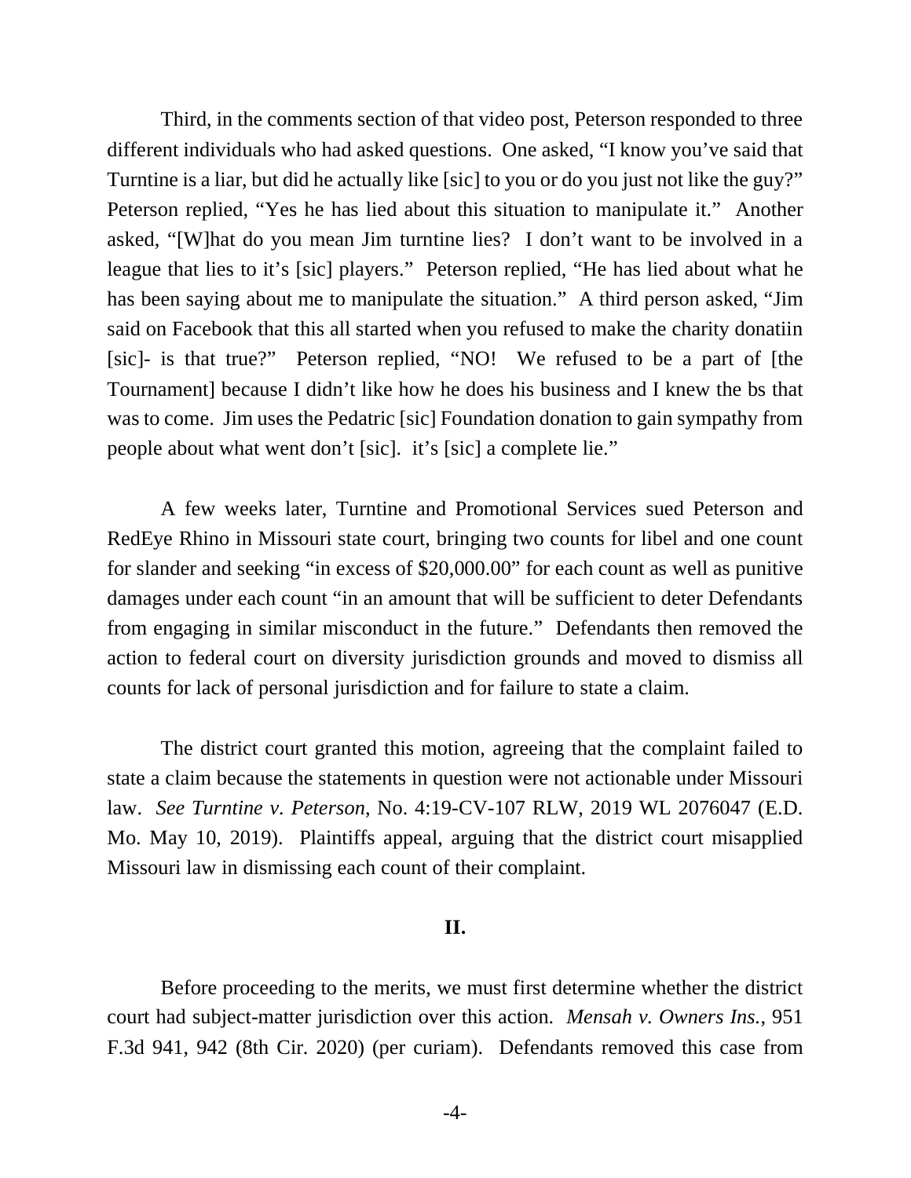Third, in the comments section of that video post, Peterson responded to three different individuals who had asked questions. One asked, "I know you've said that Turntine is a liar, but did he actually like [sic] to you or do you just not like the guy?" Peterson replied, "Yes he has lied about this situation to manipulate it." Another asked, "[W]hat do you mean Jim turntine lies? I don't want to be involved in a league that lies to it's [sic] players." Peterson replied, "He has lied about what he has been saying about me to manipulate the situation." A third person asked, "Jim said on Facebook that this all started when you refused to make the charity donatiin [sic]- is that true?" Peterson replied, "NO! We refused to be a part of [the Tournament] because I didn't like how he does his business and I knew the bs that was to come. Jim uses the Pedatric [sic] Foundation donation to gain sympathy from people about what went don't [sic]. it's [sic] a complete lie."

A few weeks later, Turntine and Promotional Services sued Peterson and RedEye Rhino in Missouri state court, bringing two counts for libel and one count for slander and seeking "in excess of $20,000.00" for each count as well as punitive damages under each count "in an amount that will be sufficient to deter Defendants from engaging in similar misconduct in the future." Defendants then removed the action to federal court on diversity jurisdiction grounds and moved to dismiss all counts for lack of personal jurisdiction and for failure to state a claim.

The district court granted this motion, agreeing that the complaint failed to state a claim because the statements in question were not actionable under Missouri law. *See Turntine v. Peterson*, No. 4:19-CV-107 RLW, 2019 WL 2076047 (E.D. Mo. May 10, 2019). Plaintiffs appeal, arguing that the district court misapplied Missouri law in dismissing each count of their complaint.

## II.

Before proceeding to the merits, we must first determine whether the district court had subject-matter jurisdiction over this action. *Mensah v. Owners Ins.*, 951 F.3d 941, 942 (8th Cir. 2020) (per curiam). Defendants removed this case from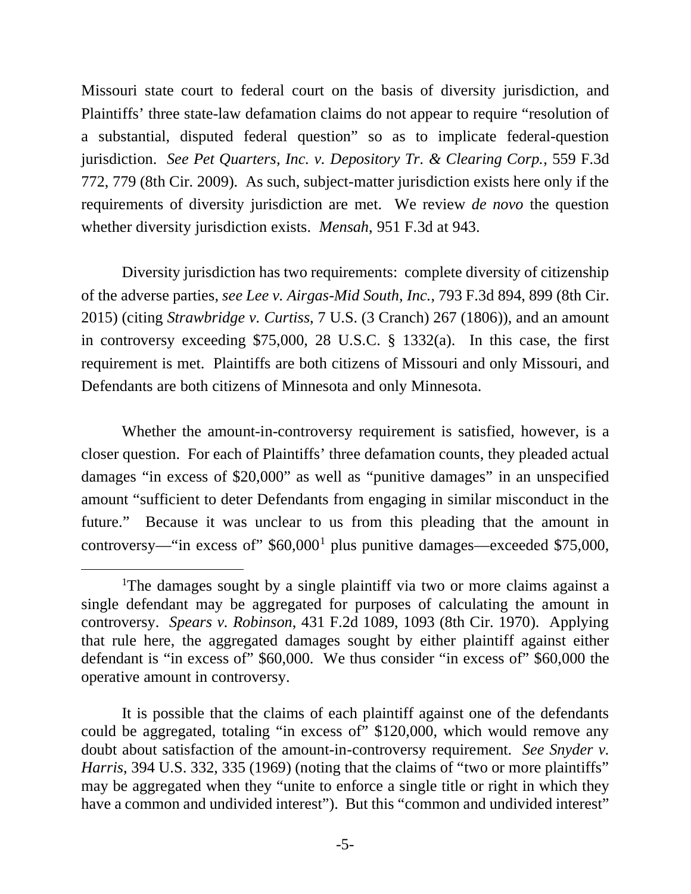Missouri state court to federal court on the basis of diversity jurisdiction, and Plaintiffs' three state-law defamation claims do not appear to require "resolution of a substantial, disputed federal question" so as to implicate federal-question jurisdiction. *See Pet Quarters, Inc. v. Depository Tr. & Clearing Corp.*, 559 F.3d 772, 779 (8th Cir. 2009). As such, subject-matter jurisdiction exists here only if the requirements of diversity jurisdiction are met. We review *de novo* the question whether diversity jurisdiction exists. *Mensah*, 951 F.3d at 943.

Diversity jurisdiction has two requirements: complete diversity of citizenship of the adverse parties, *see Lee v. Airgas-Mid South, Inc.*, 793 F.3d 894, 899 (8th Cir. 2015) (citing *Strawbridge v. Curtiss*, 7 U.S. (3 Cranch) 267 (1806)), and an amount in controversy exceeding $75,000, 28 U.S.C. § 1332(a). In this case, the first requirement is met. Plaintiffs are both citizens of Missouri and only Missouri, and Defendants are both citizens of Minnesota and only Minnesota.

Whether the amount-in-controversy requirement is satisfied, however, is a closer question. For each of Plaintiffs' three defamation counts, they pleaded actual damages "in excess of $20,000" as well as "punitive damages" in an unspecified amount "sufficient to deter Defendants from engaging in similar misconduct in the future." Because it was unclear to us from this pleading that the amount in controversy—"in excess of" $60,000[1] plus punitive damages—exceeded $75,000,

---

[1]The damages sought by a single plaintiff via two or more claims against a single defendant may be aggregated for purposes of calculating the amount in controversy. *Spears v. Robinson*, 431 F.2d 1089, 1093 (8th Cir. 1970). Applying that rule here, the aggregated damages sought by either plaintiff against either defendant is "in excess of" $60,000. We thus consider "in excess of" $60,000 the operative amount in controversy.

It is possible that the claims of each plaintiff against one of the defendants could be aggregated, totaling "in excess of" $120,000, which would remove any doubt about satisfaction of the amount-in-controversy requirement. *See Snyder v. Harris*, 394 U.S. 332, 335 (1969) (noting that the claims of "two or more plaintiffs" may be aggregated when they "unite to enforce a single title or right in which they have a common and undivided interest"). But this "common and undivided interest"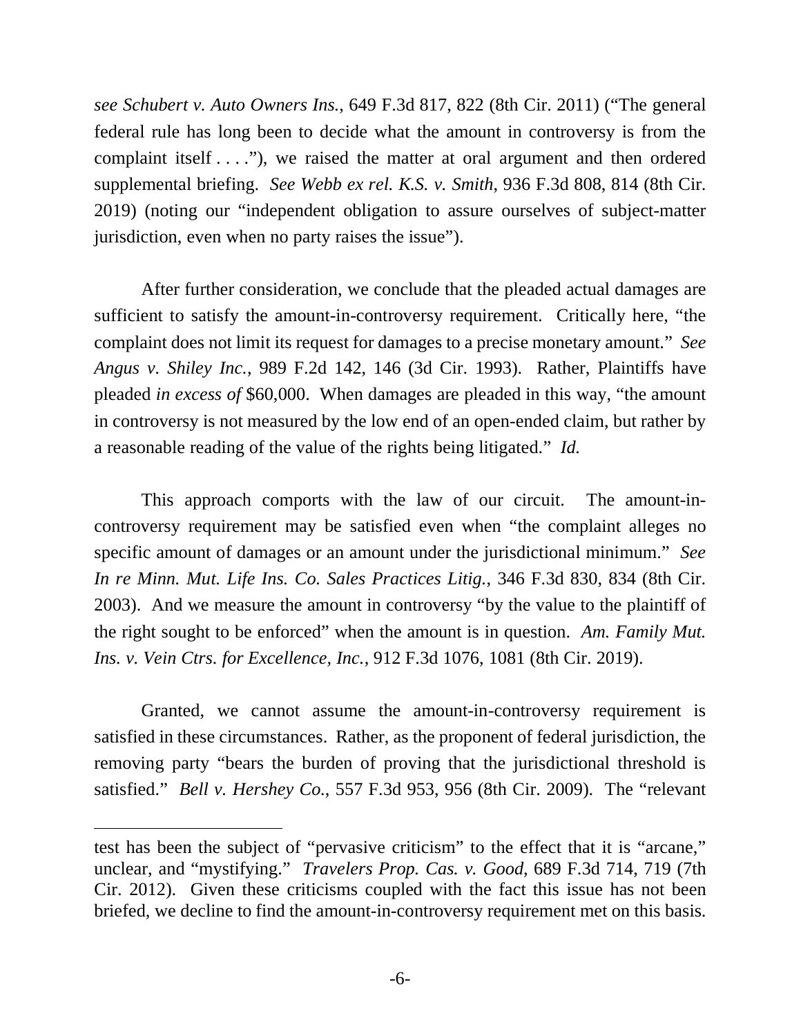*see Schubert v. Auto Owners Ins.*, 649 F.3d 817, 822 (8th Cir. 2011) ("The general federal rule has long been to decide what the amount in controversy is from the complaint itself . . . ."), we raised the matter at oral argument and then ordered supplemental briefing. *See Webb ex rel. K.S. v. Smith*, 936 F.3d 808, 814 (8th Cir. 2019) (noting our "independent obligation to assure ourselves of subject-matter jurisdiction, even when no party raises the issue").

After further consideration, we conclude that the pleaded actual damages are sufficient to satisfy the amount-in-controversy requirement. Critically here, "the complaint does not limit its request for damages to a precise monetary amount." *See Angus v. Shiley Inc.*, 989 F.2d 142, 146 (3d Cir. 1993). Rather, Plaintiffs have pleaded *in excess of* $60,000. When damages are pleaded in this way, "the amount in controversy is not measured by the low end of an open-ended claim, but rather by a reasonable reading of the value of the rights being litigated." *Id.*

This approach comports with the law of our circuit. The amount-in-controversy requirement may be satisfied even when "the complaint alleges no specific amount of damages or an amount under the jurisdictional minimum." *See In re Minn. Mut. Life Ins. Co. Sales Practices Litig.*, 346 F.3d 830, 834 (8th Cir. 2003). And we measure the amount in controversy "by the value to the plaintiff of the right sought to be enforced" when the amount is in question. *Am. Family Mut. Ins. v. Vein Ctrs. for Excellence, Inc.*, 912 F.3d 1076, 1081 (8th Cir. 2019).

Granted, we cannot assume the amount-in-controversy requirement is satisfied in these circumstances. Rather, as the proponent of federal jurisdiction, the removing party "bears the burden of proving that the jurisdictional threshold is satisfied." *Bell v. Hershey Co.*, 557 F.3d 953, 956 (8th Cir. 2009). The "relevant

---

test has been the subject of "pervasive criticism" to the effect that it is "arcane," unclear, and "mystifying." *Travelers Prop. Cas. v. Good*, 689 F.3d 714, 719 (7th Cir. 2012). Given these criticisms coupled with the fact this issue has not been briefed, we decline to find the amount-in-controversy requirement met on this basis.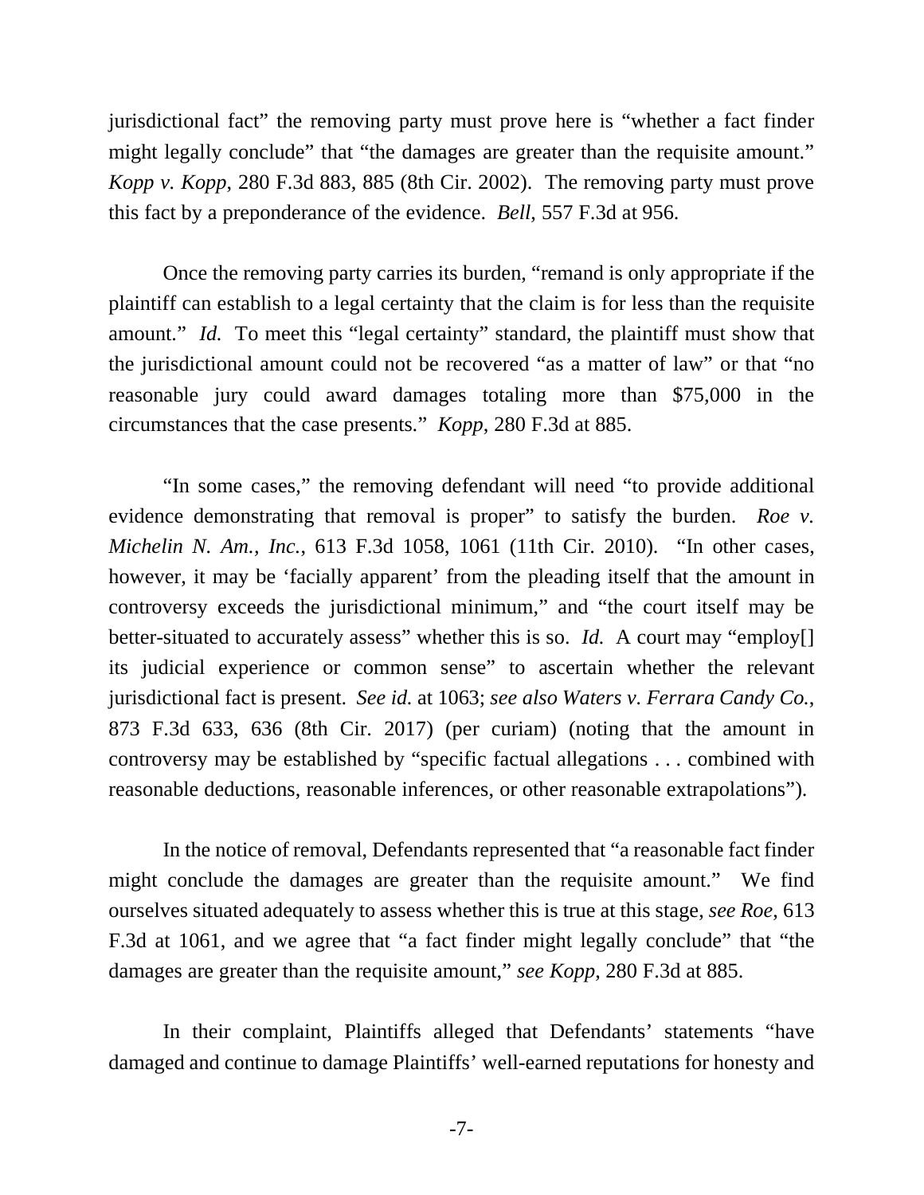jurisdictional fact" the removing party must prove here is "whether a fact finder might legally conclude" that "the damages are greater than the requisite amount." *Kopp v. Kopp*, 280 F.3d 883, 885 (8th Cir. 2002). The removing party must prove this fact by a preponderance of the evidence. *Bell*, 557 F.3d at 956.

Once the removing party carries its burden, "remand is only appropriate if the plaintiff can establish to a legal certainty that the claim is for less than the requisite amount." *Id.* To meet this "legal certainty" standard, the plaintiff must show that the jurisdictional amount could not be recovered "as a matter of law" or that "no reasonable jury could award damages totaling more than $75,000 in the circumstances that the case presents." *Kopp*, 280 F.3d at 885.

"In some cases," the removing defendant will need "to provide additional evidence demonstrating that removal is proper" to satisfy the burden. *Roe v. Michelin N. Am., Inc.*, 613 F.3d 1058, 1061 (11th Cir. 2010). "In other cases, however, it may be 'facially apparent' from the pleading itself that the amount in controversy exceeds the jurisdictional minimum," and "the court itself may be better-situated to accurately assess" whether this is so. *Id.* A court may "employ[] its judicial experience or common sense" to ascertain whether the relevant jurisdictional fact is present. *See id.* at 1063; *see also Waters v. Ferrara Candy Co.*, 873 F.3d 633, 636 (8th Cir. 2017) (per curiam) (noting that the amount in controversy may be established by "specific factual allegations . . . combined with reasonable deductions, reasonable inferences, or other reasonable extrapolations").

In the notice of removal, Defendants represented that "a reasonable fact finder might conclude the damages are greater than the requisite amount." We find ourselves situated adequately to assess whether this is true at this stage, *see Roe*, 613 F.3d at 1061, and we agree that "a fact finder might legally conclude" that "the damages are greater than the requisite amount," *see Kopp*, 280 F.3d at 885.

In their complaint, Plaintiffs alleged that Defendants' statements "have damaged and continue to damage Plaintiffs' well-earned reputations for honesty and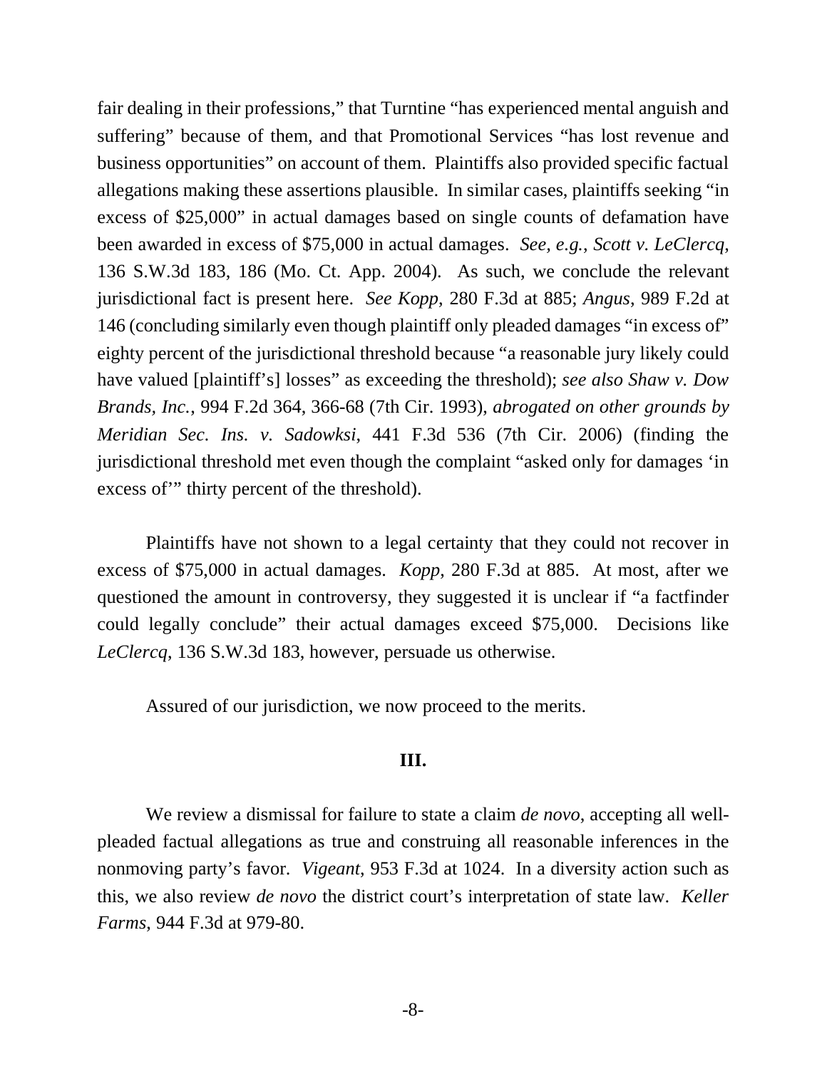fair dealing in their professions," that Turntine "has experienced mental anguish and suffering" because of them, and that Promotional Services "has lost revenue and business opportunities" on account of them. Plaintiffs also provided specific factual allegations making these assertions plausible. In similar cases, plaintiffs seeking "in excess of $25,000" in actual damages based on single counts of defamation have been awarded in excess of $75,000 in actual damages. *See, e.g.*, *Scott v. LeClercq*, 136 S.W.3d 183, 186 (Mo. Ct. App. 2004). As such, we conclude the relevant jurisdictional fact is present here. *See Kopp*, 280 F.3d at 885; *Angus*, 989 F.2d at 146 (concluding similarly even though plaintiff only pleaded damages "in excess of" eighty percent of the jurisdictional threshold because "a reasonable jury likely could have valued [plaintiff's] losses" as exceeding the threshold); *see also Shaw v. Dow Brands, Inc.*, 994 F.2d 364, 366-68 (7th Cir. 1993), *abrogated on other grounds by Meridian Sec. Ins. v. Sadowksi*, 441 F.3d 536 (7th Cir. 2006) (finding the jurisdictional threshold met even though the complaint "asked only for damages 'in excess of'" thirty percent of the threshold).

Plaintiffs have not shown to a legal certainty that they could not recover in excess of $75,000 in actual damages. *Kopp*, 280 F.3d at 885. At most, after we questioned the amount in controversy, they suggested it is unclear if "a factfinder could legally conclude" their actual damages exceed $75,000. Decisions like *LeClercq*, 136 S.W.3d 183, however, persuade us otherwise.

Assured of our jurisdiction, we now proceed to the merits.

## III.

We review a dismissal for failure to state a claim *de novo*, accepting all well-pleaded factual allegations as true and construing all reasonable inferences in the nonmoving party's favor. *Vigeant*, 953 F.3d at 1024. In a diversity action such as this, we also review *de novo* the district court's interpretation of state law. *Keller Farms*, 944 F.3d at 979-80.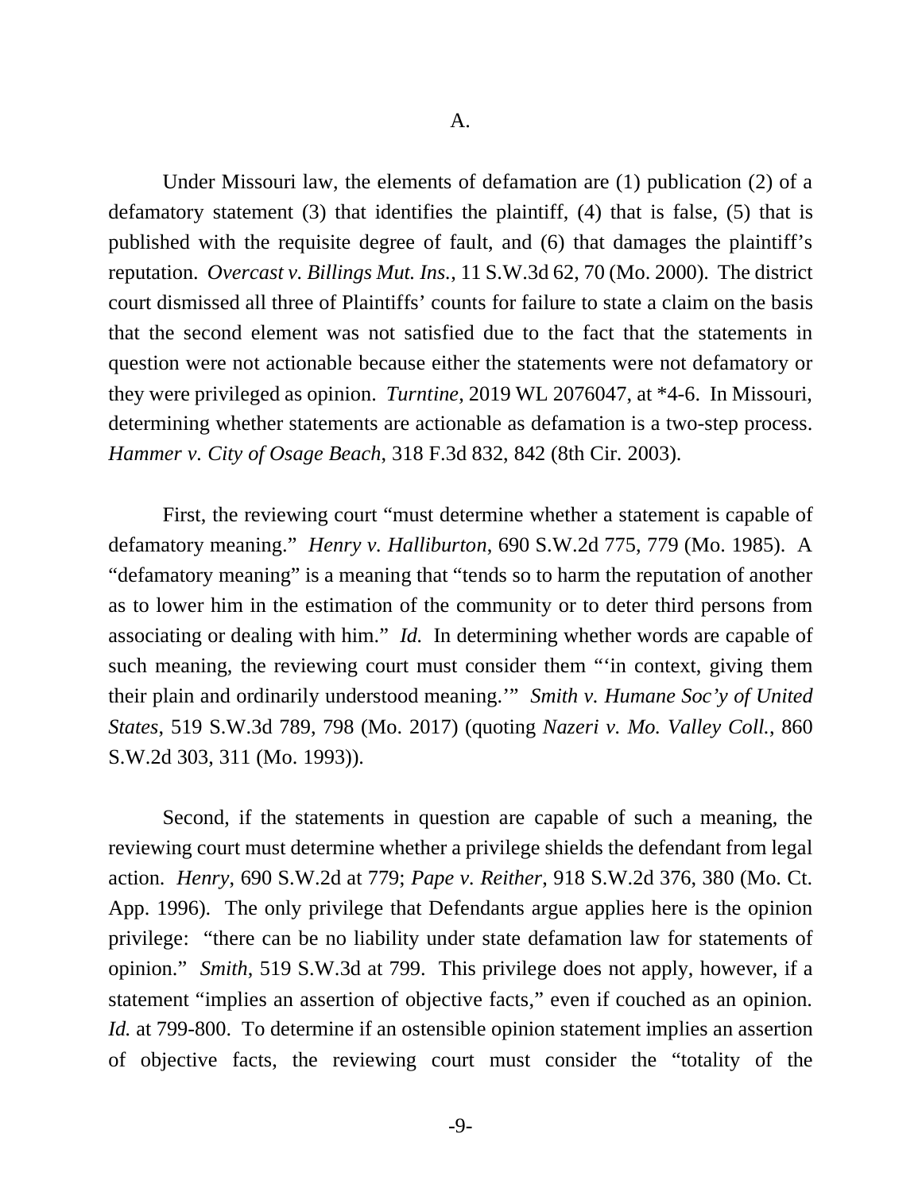A.

Under Missouri law, the elements of defamation are (1) publication (2) of a defamatory statement (3) that identifies the plaintiff, (4) that is false, (5) that is published with the requisite degree of fault, and (6) that damages the plaintiff's reputation. *Overcast v. Billings Mut. Ins.*, 11 S.W.3d 62, 70 (Mo. 2000). The district court dismissed all three of Plaintiffs' counts for failure to state a claim on the basis that the second element was not satisfied due to the fact that the statements in question were not actionable because either the statements were not defamatory or they were privileged as opinion. *Turntine*, 2019 WL 2076047, at *4-6. In Missouri, determining whether statements are actionable as defamation is a two-step process. *Hammer v. City of Osage Beach*, 318 F.3d 832, 842 (8th Cir. 2003).

First, the reviewing court "must determine whether a statement is capable of defamatory meaning." *Henry v. Halliburton*, 690 S.W.2d 775, 779 (Mo. 1985). A "defamatory meaning" is a meaning that "tends so to harm the reputation of another as to lower him in the estimation of the community or to deter third persons from associating or dealing with him." *Id.* In determining whether words are capable of such meaning, the reviewing court must consider them "'in context, giving them their plain and ordinarily understood meaning.'" *Smith v. Humane Soc'y of United States*, 519 S.W.3d 789, 798 (Mo. 2017) (quoting *Nazeri v. Mo. Valley Coll.*, 860 S.W.2d 303, 311 (Mo. 1993)).

Second, if the statements in question are capable of such a meaning, the reviewing court must determine whether a privilege shields the defendant from legal action. *Henry*, 690 S.W.2d at 779; *Pape v. Reither*, 918 S.W.2d 376, 380 (Mo. Ct. App. 1996). The only privilege that Defendants argue applies here is the opinion privilege: "there can be no liability under state defamation law for statements of opinion." *Smith*, 519 S.W.3d at 799. This privilege does not apply, however, if a statement "implies an assertion of objective facts," even if couched as an opinion. *Id.* at 799-800. To determine if an ostensible opinion statement implies an assertion of objective facts, the reviewing court must consider the "totality of the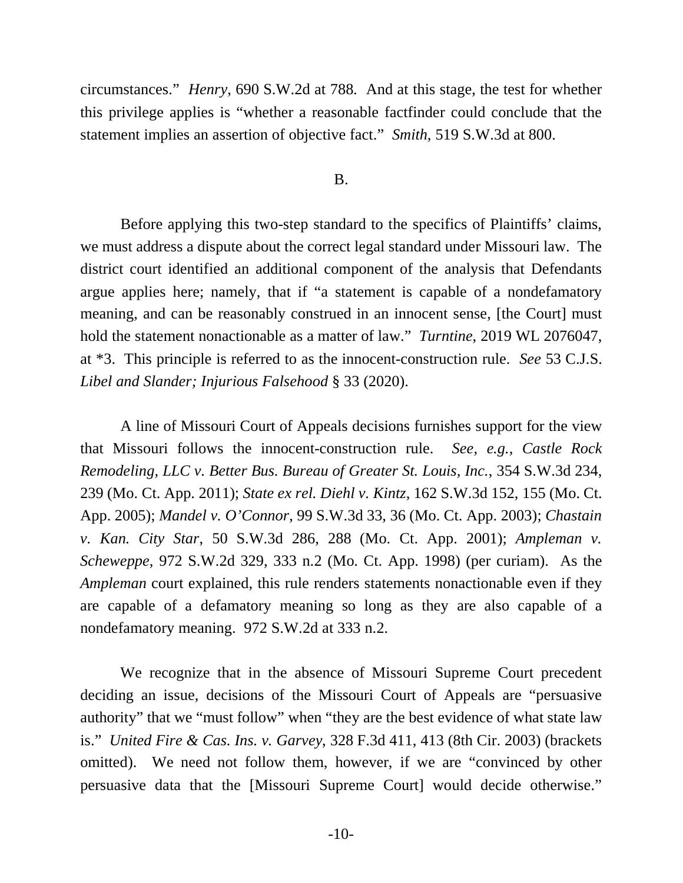circumstances." *Henry*, 690 S.W.2d at 788. And at this stage, the test for whether this privilege applies is "whether a reasonable factfinder could conclude that the statement implies an assertion of objective fact." *Smith*, 519 S.W.3d at 800.

B.

Before applying this two-step standard to the specifics of Plaintiffs' claims, we must address a dispute about the correct legal standard under Missouri law. The district court identified an additional component of the analysis that Defendants argue applies here; namely, that if "a statement is capable of a nondefamatory meaning, and can be reasonably construed in an innocent sense, [the Court] must hold the statement nonactionable as a matter of law." *Turntine*, 2019 WL 2076047, at *3. This principle is referred to as the innocent-construction rule. *See* 53 C.J.S. *Libel and Slander; Injurious Falsehood* § 33 (2020).

A line of Missouri Court of Appeals decisions furnishes support for the view that Missouri follows the innocent-construction rule. *See, e.g.*, *Castle Rock Remodeling, LLC v. Better Bus. Bureau of Greater St. Louis, Inc.*, 354 S.W.3d 234, 239 (Mo. Ct. App. 2011); *State ex rel. Diehl v. Kintz*, 162 S.W.3d 152, 155 (Mo. Ct. App. 2005); *Mandel v. O'Connor*, 99 S.W.3d 33, 36 (Mo. Ct. App. 2003); *Chastain v. Kan. City Star*, 50 S.W.3d 286, 288 (Mo. Ct. App. 2001); *Ampleman v. Scheweppe*, 972 S.W.2d 329, 333 n.2 (Mo. Ct. App. 1998) (per curiam). As the *Ampleman* court explained, this rule renders statements nonactionable even if they are capable of a defamatory meaning so long as they are also capable of a nondefamatory meaning. 972 S.W.2d at 333 n.2.

We recognize that in the absence of Missouri Supreme Court precedent deciding an issue, decisions of the Missouri Court of Appeals are "persuasive authority" that we "must follow" when "they are the best evidence of what state law is." *United Fire & Cas. Ins. v. Garvey*, 328 F.3d 411, 413 (8th Cir. 2003) (brackets omitted). We need not follow them, however, if we are "convinced by other persuasive data that the [Missouri Supreme Court] would decide otherwise."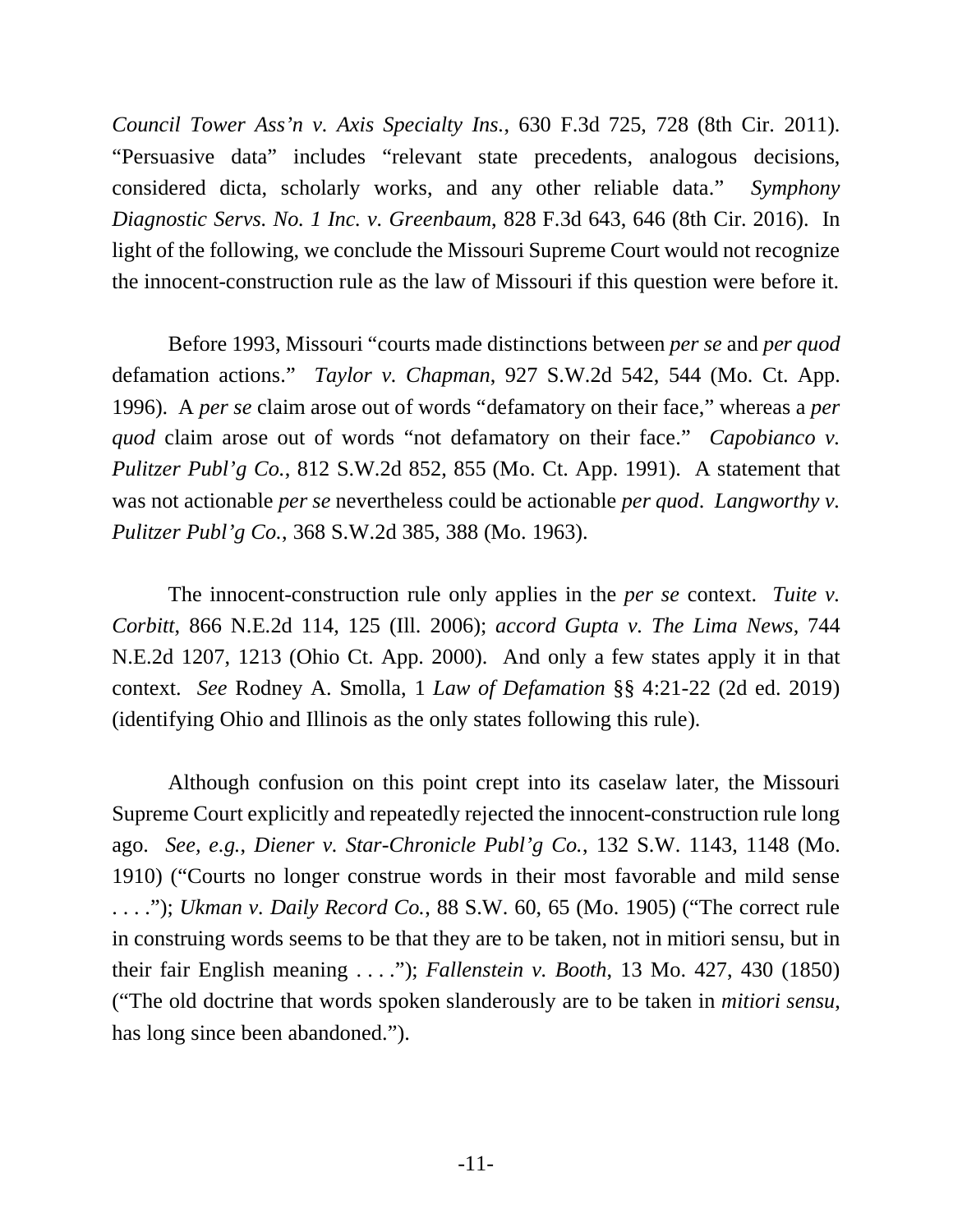*Council Tower Ass'n v. Axis Specialty Ins.*, 630 F.3d 725, 728 (8th Cir. 2011). "Persuasive data" includes "relevant state precedents, analogous decisions, considered dicta, scholarly works, and any other reliable data." *Symphony Diagnostic Servs. No. 1 Inc. v. Greenbaum*, 828 F.3d 643, 646 (8th Cir. 2016). In light of the following, we conclude the Missouri Supreme Court would not recognize the innocent-construction rule as the law of Missouri if this question were before it.

Before 1993, Missouri "courts made distinctions between *per se* and *per quod* defamation actions." *Taylor v. Chapman*, 927 S.W.2d 542, 544 (Mo. Ct. App. 1996). A *per se* claim arose out of words "defamatory on their face," whereas a *per quod* claim arose out of words "not defamatory on their face." *Capobianco v. Pulitzer Publ'g Co.*, 812 S.W.2d 852, 855 (Mo. Ct. App. 1991). A statement that was not actionable *per se* nevertheless could be actionable *per quod*. *Langworthy v. Pulitzer Publ'g Co.*, 368 S.W.2d 385, 388 (Mo. 1963).

The innocent-construction rule only applies in the *per se* context. *Tuite v. Corbitt*, 866 N.E.2d 114, 125 (Ill. 2006); *accord Gupta v. The Lima News*, 744 N.E.2d 1207, 1213 (Ohio Ct. App. 2000). And only a few states apply it in that context. *See* Rodney A. Smolla, 1 *Law of Defamation* §§ 4:21-22 (2d ed. 2019) (identifying Ohio and Illinois as the only states following this rule).

Although confusion on this point crept into its caselaw later, the Missouri Supreme Court explicitly and repeatedly rejected the innocent-construction rule long ago. *See, e.g.*, *Diener v. Star-Chronicle Publ'g Co.*, 132 S.W. 1143, 1148 (Mo. 1910) ("Courts no longer construe words in their most favorable and mild sense . . . ."); *Ukman v. Daily Record Co.*, 88 S.W. 60, 65 (Mo. 1905) ("The correct rule in construing words seems to be that they are to be taken, not in mitiori sensu, but in their fair English meaning . . . ."); *Fallenstein v. Booth*, 13 Mo. 427, 430 (1850) ("The old doctrine that words spoken slanderously are to be taken in *mitiori sensu*, has long since been abandoned.").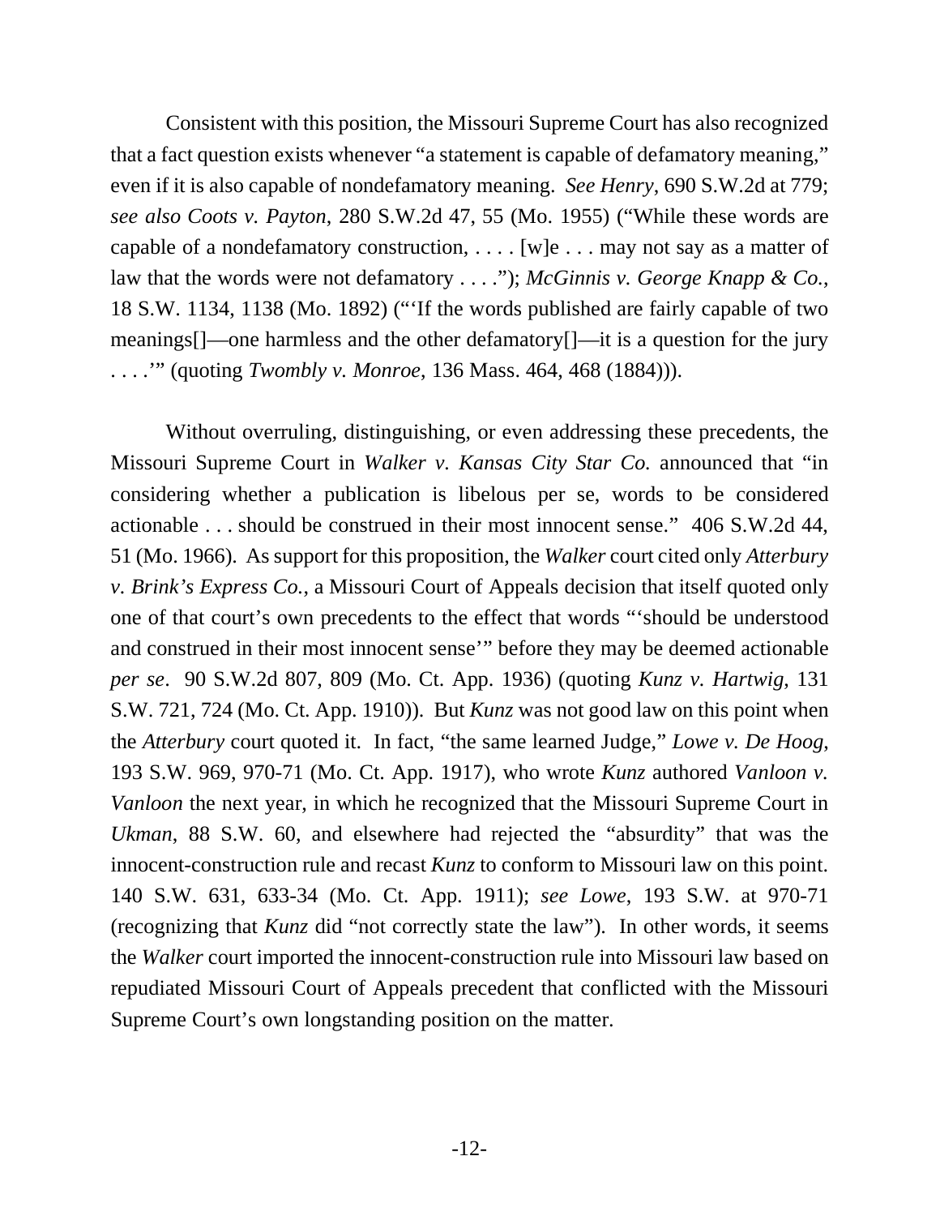Consistent with this position, the Missouri Supreme Court has also recognized that a fact question exists whenever "a statement is capable of defamatory meaning," even if it is also capable of nondefamatory meaning. *See Henry*, 690 S.W.2d at 779; *see also Coots v. Payton*, 280 S.W.2d 47, 55 (Mo. 1955) ("While these words are capable of a nondefamatory construction, . . . . [w]e . . . may not say as a matter of law that the words were not defamatory . . . ."); *McGinnis v. George Knapp & Co.*, 18 S.W. 1134, 1138 (Mo. 1892) ("'If the words published are fairly capable of two meanings[]—one harmless and the other defamatory[]—it is a question for the jury . . . .'" (quoting *Twombly v. Monroe*, 136 Mass. 464, 468 (1884))).

Without overruling, distinguishing, or even addressing these precedents, the Missouri Supreme Court in *Walker v. Kansas City Star Co.* announced that "in considering whether a publication is libelous per se, words to be considered actionable . . . should be construed in their most innocent sense." 406 S.W.2d 44, 51 (Mo. 1966). As support for this proposition, the *Walker* court cited only *Atterbury v. Brink's Express Co.*, a Missouri Court of Appeals decision that itself quoted only one of that court's own precedents to the effect that words "'should be understood and construed in their most innocent sense'" before they may be deemed actionable *per se*. 90 S.W.2d 807, 809 (Mo. Ct. App. 1936) (quoting *Kunz v. Hartwig*, 131 S.W. 721, 724 (Mo. Ct. App. 1910)). But *Kunz* was not good law on this point when the *Atterbury* court quoted it. In fact, "the same learned Judge," *Lowe v. De Hoog*, 193 S.W. 969, 970-71 (Mo. Ct. App. 1917), who wrote *Kunz* authored *Vanloon v. Vanloon* the next year, in which he recognized that the Missouri Supreme Court in *Ukman*, 88 S.W. 60, and elsewhere had rejected the "absurdity" that was the innocent-construction rule and recast *Kunz* to conform to Missouri law on this point. 140 S.W. 631, 633-34 (Mo. Ct. App. 1911); *see Lowe*, 193 S.W. at 970-71 (recognizing that *Kunz* did "not correctly state the law"). In other words, it seems the *Walker* court imported the innocent-construction rule into Missouri law based on repudiated Missouri Court of Appeals precedent that conflicted with the Missouri Supreme Court's own longstanding position on the matter.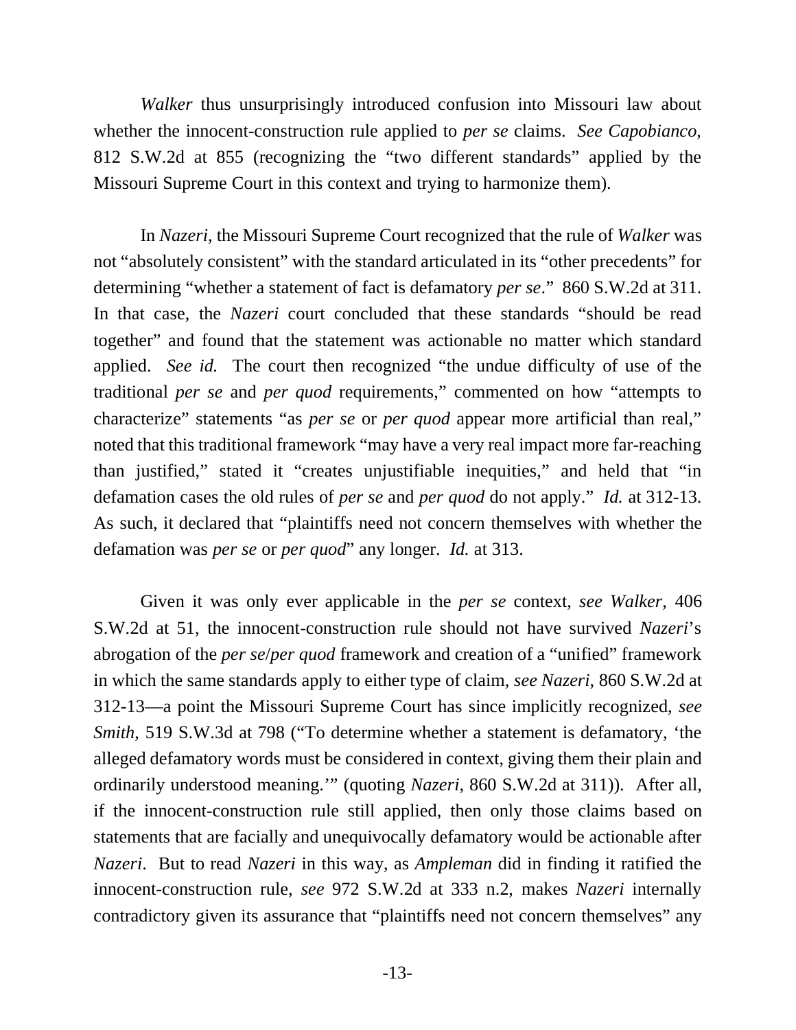*Walker* thus unsurprisingly introduced confusion into Missouri law about whether the innocent-construction rule applied to *per se* claims. *See Capobianco*, 812 S.W.2d at 855 (recognizing the "two different standards" applied by the Missouri Supreme Court in this context and trying to harmonize them).

In *Nazeri*, the Missouri Supreme Court recognized that the rule of *Walker* was not "absolutely consistent" with the standard articulated in its "other precedents" for determining "whether a statement of fact is defamatory *per se*." 860 S.W.2d at 311. In that case, the *Nazeri* court concluded that these standards "should be read together" and found that the statement was actionable no matter which standard applied. *See id.* The court then recognized "the undue difficulty of use of the traditional *per se* and *per quod* requirements," commented on how "attempts to characterize" statements "as *per se* or *per quod* appear more artificial than real," noted that this traditional framework "may have a very real impact more far-reaching than justified," stated it "creates unjustifiable inequities," and held that "in defamation cases the old rules of *per se* and *per quod* do not apply." *Id.* at 312-13. As such, it declared that "plaintiffs need not concern themselves with whether the defamation was *per se* or *per quod*" any longer. *Id.* at 313.

Given it was only ever applicable in the *per se* context, *see Walker*, 406 S.W.2d at 51, the innocent-construction rule should not have survived *Nazeri*'s abrogation of the *per se*/*per quod* framework and creation of a "unified" framework in which the same standards apply to either type of claim, *see Nazeri*, 860 S.W.2d at 312-13—a point the Missouri Supreme Court has since implicitly recognized, *see Smith*, 519 S.W.3d at 798 ("To determine whether a statement is defamatory, 'the alleged defamatory words must be considered in context, giving them their plain and ordinarily understood meaning.'" (quoting *Nazeri*, 860 S.W.2d at 311)). After all, if the innocent-construction rule still applied, then only those claims based on statements that are facially and unequivocally defamatory would be actionable after *Nazeri*. But to read *Nazeri* in this way, as *Ampleman* did in finding it ratified the innocent-construction rule, *see* 972 S.W.2d at 333 n.2, makes *Nazeri* internally contradictory given its assurance that "plaintiffs need not concern themselves" any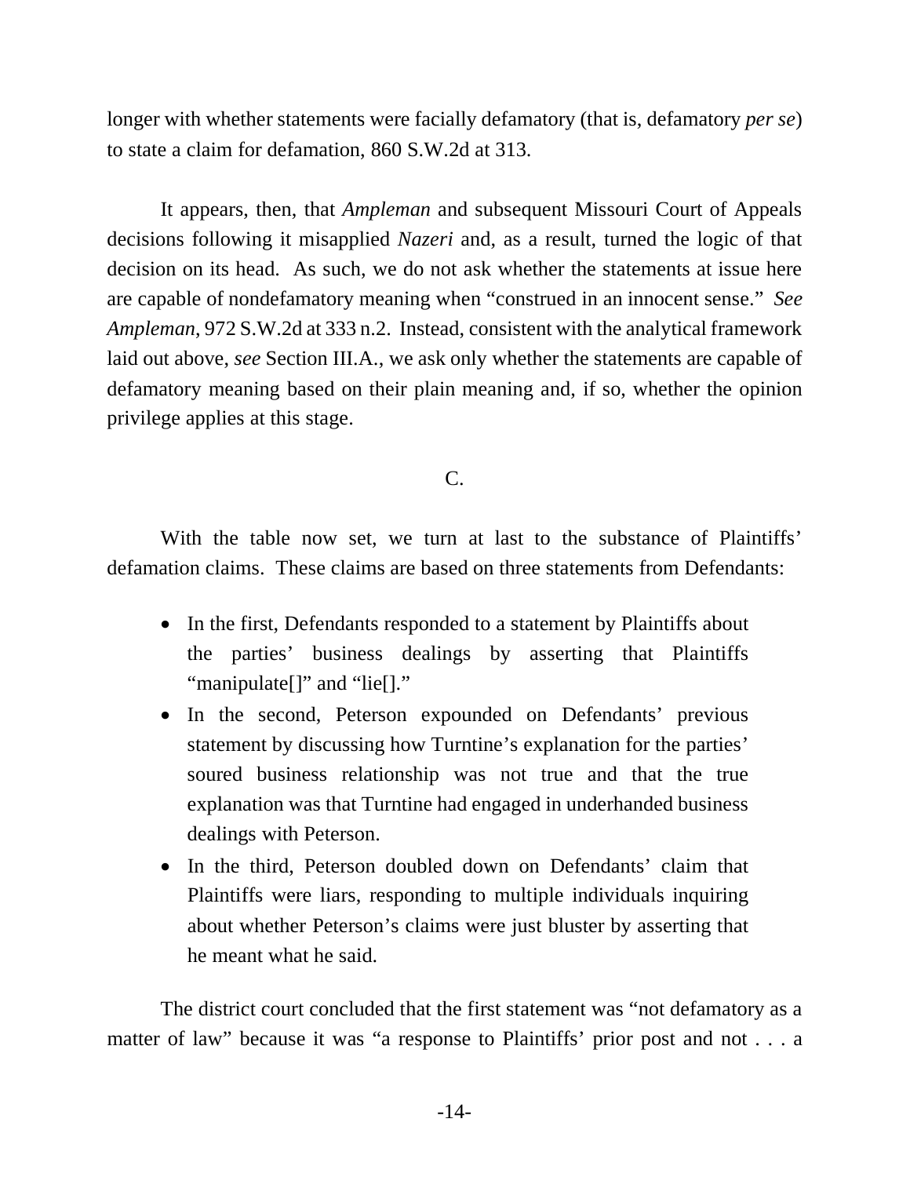longer with whether statements were facially defamatory (that is, defamatory *per se*) to state a claim for defamation, 860 S.W.2d at 313.

It appears, then, that *Ampleman* and subsequent Missouri Court of Appeals decisions following it misapplied *Nazeri* and, as a result, turned the logic of that decision on its head. As such, we do not ask whether the statements at issue here are capable of nondefamatory meaning when "construed in an innocent sense." *See Ampleman*, 972 S.W.2d at 333 n.2. Instead, consistent with the analytical framework laid out above, *see* Section III.A., we ask only whether the statements are capable of defamatory meaning based on their plain meaning and, if so, whether the opinion privilege applies at this stage.

C.

With the table now set, we turn at last to the substance of Plaintiffs' defamation claims. These claims are based on three statements from Defendants:

- In the first, Defendants responded to a statement by Plaintiffs about the parties' business dealings by asserting that Plaintiffs "manipulate[]" and "lie[]."
- In the second, Peterson expounded on Defendants' previous statement by discussing how Turntine's explanation for the parties' soured business relationship was not true and that the true explanation was that Turntine had engaged in underhanded business dealings with Peterson.
- In the third, Peterson doubled down on Defendants' claim that Plaintiffs were liars, responding to multiple individuals inquiring about whether Peterson's claims were just bluster by asserting that he meant what he said.

The district court concluded that the first statement was "not defamatory as a matter of law" because it was "a response to Plaintiffs' prior post and not . . . a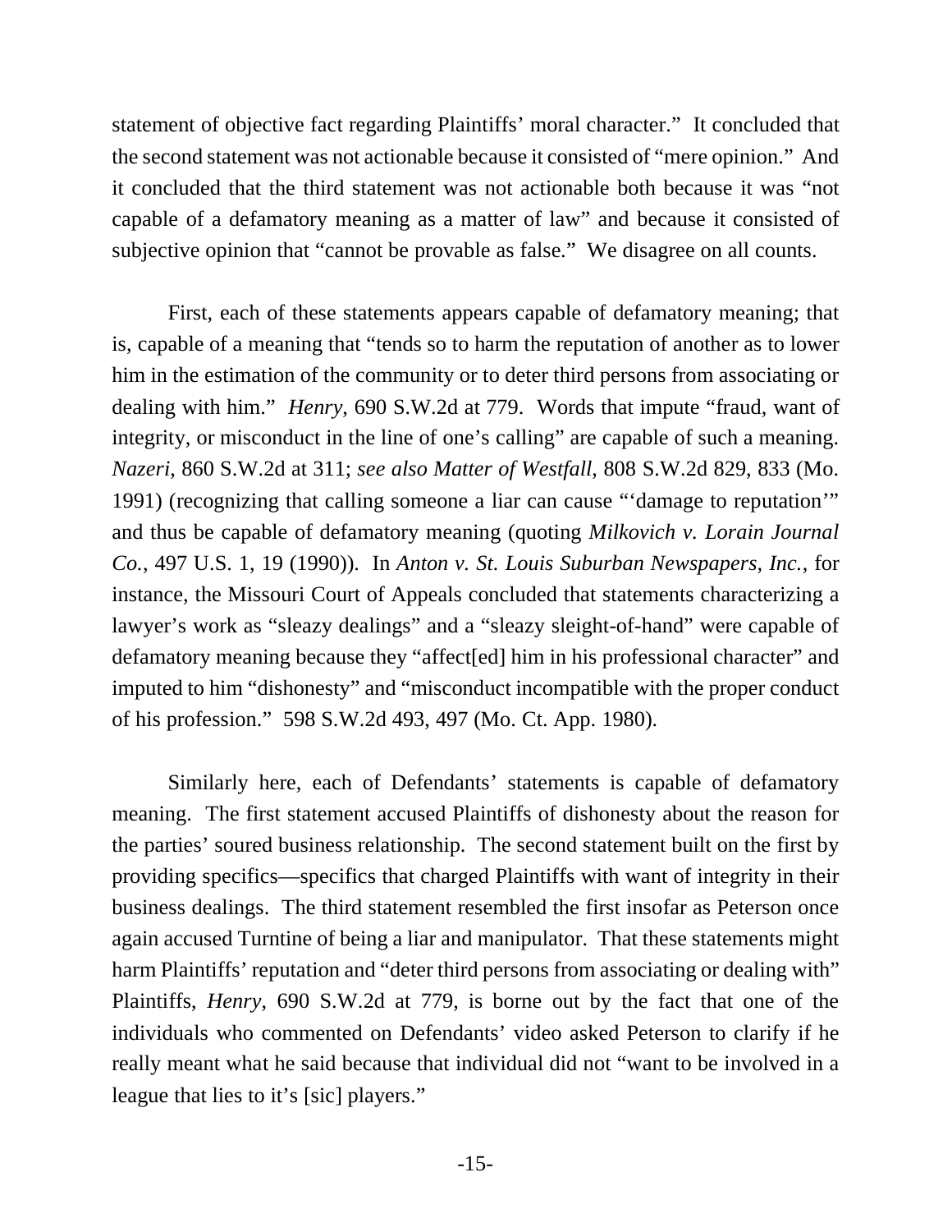statement of objective fact regarding Plaintiffs' moral character." It concluded that the second statement was not actionable because it consisted of "mere opinion." And it concluded that the third statement was not actionable both because it was "not capable of a defamatory meaning as a matter of law" and because it consisted of subjective opinion that "cannot be provable as false." We disagree on all counts.

First, each of these statements appears capable of defamatory meaning; that is, capable of a meaning that "tends so to harm the reputation of another as to lower him in the estimation of the community or to deter third persons from associating or dealing with him." *Henry*, 690 S.W.2d at 779. Words that impute "fraud, want of integrity, or misconduct in the line of one's calling" are capable of such a meaning. *Nazeri*, 860 S.W.2d at 311; *see also Matter of Westfall*, 808 S.W.2d 829, 833 (Mo. 1991) (recognizing that calling someone a liar can cause "'damage to reputation'" and thus be capable of defamatory meaning (quoting *Milkovich v. Lorain Journal Co.*, 497 U.S. 1, 19 (1990)). In *Anton v. St. Louis Suburban Newspapers, Inc.*, for instance, the Missouri Court of Appeals concluded that statements characterizing a lawyer's work as "sleazy dealings" and a "sleazy sleight-of-hand" were capable of defamatory meaning because they "affect[ed] him in his professional character" and imputed to him "dishonesty" and "misconduct incompatible with the proper conduct of his profession." 598 S.W.2d 493, 497 (Mo. Ct. App. 1980).

Similarly here, each of Defendants' statements is capable of defamatory meaning. The first statement accused Plaintiffs of dishonesty about the reason for the parties' soured business relationship. The second statement built on the first by providing specifics—specifics that charged Plaintiffs with want of integrity in their business dealings. The third statement resembled the first insofar as Peterson once again accused Turntine of being a liar and manipulator. That these statements might harm Plaintiffs' reputation and "deter third persons from associating or dealing with" Plaintiffs, *Henry*, 690 S.W.2d at 779, is borne out by the fact that one of the individuals who commented on Defendants' video asked Peterson to clarify if he really meant what he said because that individual did not "want to be involved in a league that lies to it's [sic] players."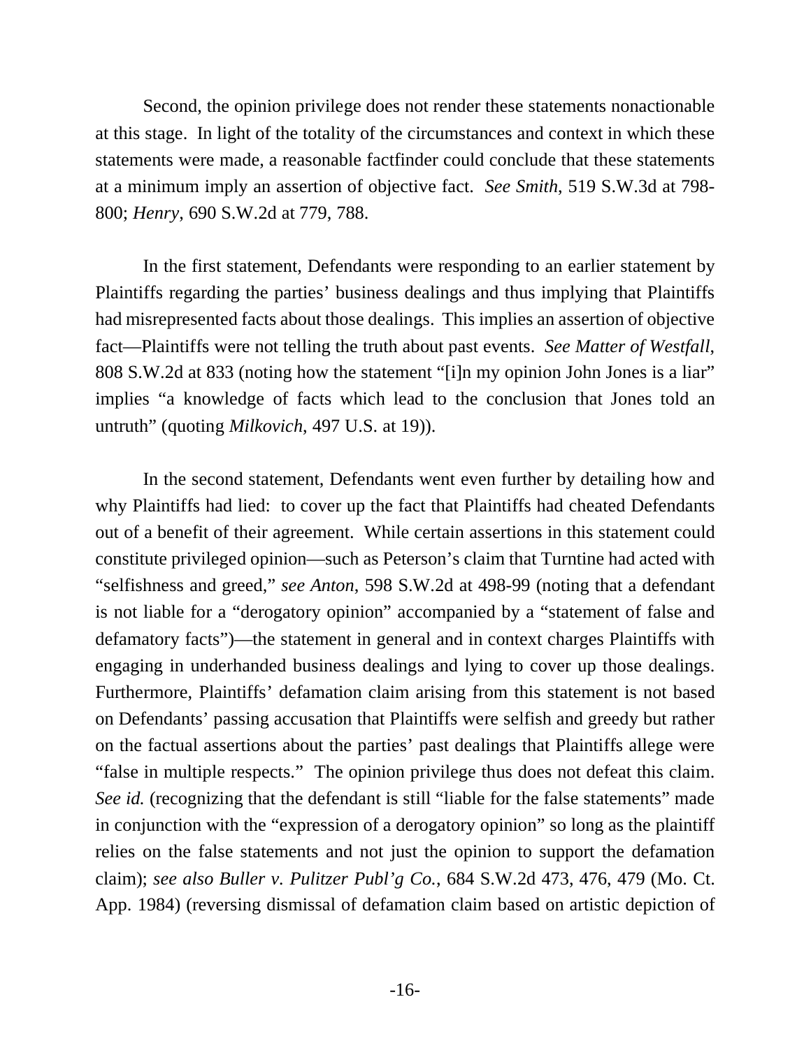Second, the opinion privilege does not render these statements nonactionable at this stage. In light of the totality of the circumstances and context in which these statements were made, a reasonable factfinder could conclude that these statements at a minimum imply an assertion of objective fact. *See Smith*, 519 S.W.3d at 798-800; *Henry*, 690 S.W.2d at 779, 788.

In the first statement, Defendants were responding to an earlier statement by Plaintiffs regarding the parties' business dealings and thus implying that Plaintiffs had misrepresented facts about those dealings. This implies an assertion of objective fact—Plaintiffs were not telling the truth about past events. *See Matter of Westfall*, 808 S.W.2d at 833 (noting how the statement "[i]n my opinion John Jones is a liar" implies "a knowledge of facts which lead to the conclusion that Jones told an untruth" (quoting *Milkovich*, 497 U.S. at 19)).

In the second statement, Defendants went even further by detailing how and why Plaintiffs had lied: to cover up the fact that Plaintiffs had cheated Defendants out of a benefit of their agreement. While certain assertions in this statement could constitute privileged opinion—such as Peterson's claim that Turntine had acted with "selfishness and greed," *see Anton*, 598 S.W.2d at 498-99 (noting that a defendant is not liable for a "derogatory opinion" accompanied by a "statement of false and defamatory facts")—the statement in general and in context charges Plaintiffs with engaging in underhanded business dealings and lying to cover up those dealings. Furthermore, Plaintiffs' defamation claim arising from this statement is not based on Defendants' passing accusation that Plaintiffs were selfish and greedy but rather on the factual assertions about the parties' past dealings that Plaintiffs allege were "false in multiple respects." The opinion privilege thus does not defeat this claim. *See id.* (recognizing that the defendant is still "liable for the false statements" made in conjunction with the "expression of a derogatory opinion" so long as the plaintiff relies on the false statements and not just the opinion to support the defamation claim); *see also Buller v. Pulitzer Publ'g Co.*, 684 S.W.2d 473, 476, 479 (Mo. Ct. App. 1984) (reversing dismissal of defamation claim based on artistic depiction of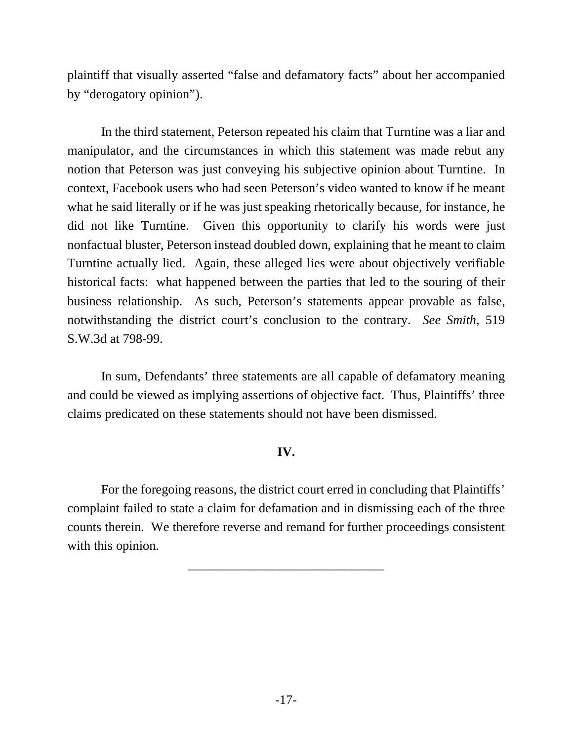plaintiff that visually asserted "false and defamatory facts" about her accompanied by "derogatory opinion").

In the third statement, Peterson repeated his claim that Turntine was a liar and manipulator, and the circumstances in which this statement was made rebut any notion that Peterson was just conveying his subjective opinion about Turntine. In context, Facebook users who had seen Peterson's video wanted to know if he meant what he said literally or if he was just speaking rhetorically because, for instance, he did not like Turntine. Given this opportunity to clarify his words were just nonfactual bluster, Peterson instead doubled down, explaining that he meant to claim Turntine actually lied. Again, these alleged lies were about objectively verifiable historical facts: what happened between the parties that led to the souring of their business relationship. As such, Peterson's statements appear provable as false, notwithstanding the district court's conclusion to the contrary. *See Smith*, 519 S.W.3d at 798-99.

In sum, Defendants' three statements are all capable of defamatory meaning and could be viewed as implying assertions of objective fact. Thus, Plaintiffs' three claims predicated on these statements should not have been dismissed.

**IV.**

For the foregoing reasons, the district court erred in concluding that Plaintiffs' complaint failed to state a claim for defamation and in dismissing each of the three counts therein. We therefore reverse and remand for further proceedings consistent with this opinion.

______________________________